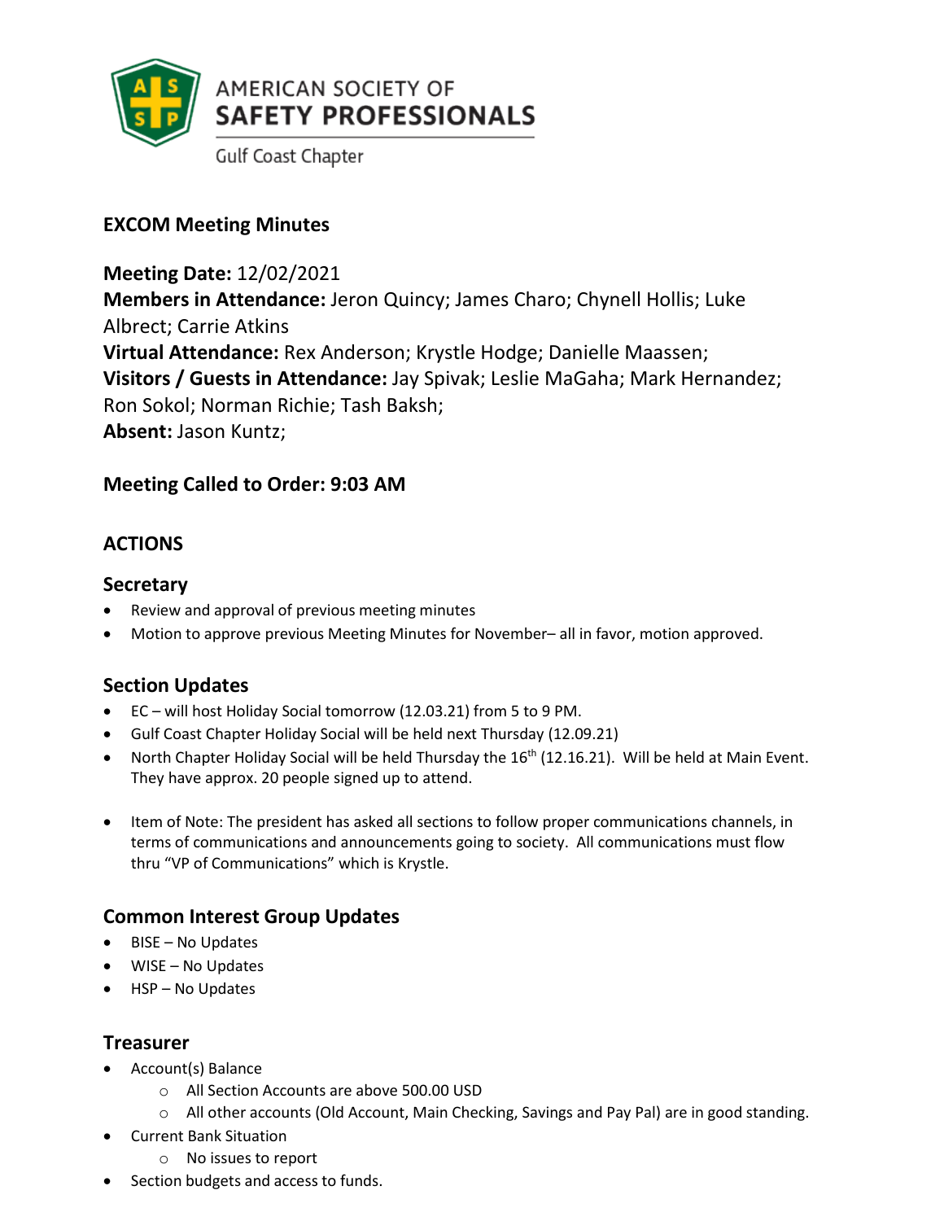AMERICAN SOCIETY OF
**SAFETY PROFESSIONALS**
Gulf Coast Chapter

## EXCOM Meeting Minutes

**Meeting Date:** 12/02/2021
**Members in Attendance:** Jeron Quincy; James Charo; Chynell Hollis; Luke Albrect; Carrie Atkins
**Virtual Attendance:** Rex Anderson; Krystle Hodge; Danielle Maassen;
**Visitors / Guests in Attendance:** Jay Spivak; Leslie MaGaha; Mark Hernandez; Ron Sokol; Norman Richie; Tash Baksh;
**Absent:** Jason Kuntz;

### Meeting Called to Order: 9:03 AM

## ACTIONS

### Secretary

- Review and approval of previous meeting minutes
- Motion to approve previous Meeting Minutes for November– all in favor, motion approved.

### Section Updates

- EC – will host Holiday Social tomorrow (12.03.21) from 5 to 9 PM.
- Gulf Coast Chapter Holiday Social will be held next Thursday (12.09.21)
- North Chapter Holiday Social will be held Thursday the 16th (12.16.21). Will be held at Main Event. They have approx. 20 people signed up to attend.

- Item of Note: The president has asked all sections to follow proper communications channels, in terms of communications and announcements going to society. All communications must flow thru "VP of Communications" which is Krystle.

### Common Interest Group Updates

- BISE – No Updates
- WISE – No Updates
- HSP – No Updates

### Treasurer

- Account(s) Balance
    - All Section Accounts are above 500.00 USD
    - All other accounts (Old Account, Main Checking, Savings and Pay Pal) are in good standing.
- Current Bank Situation
    - No issues to report
- Section budgets and access to funds.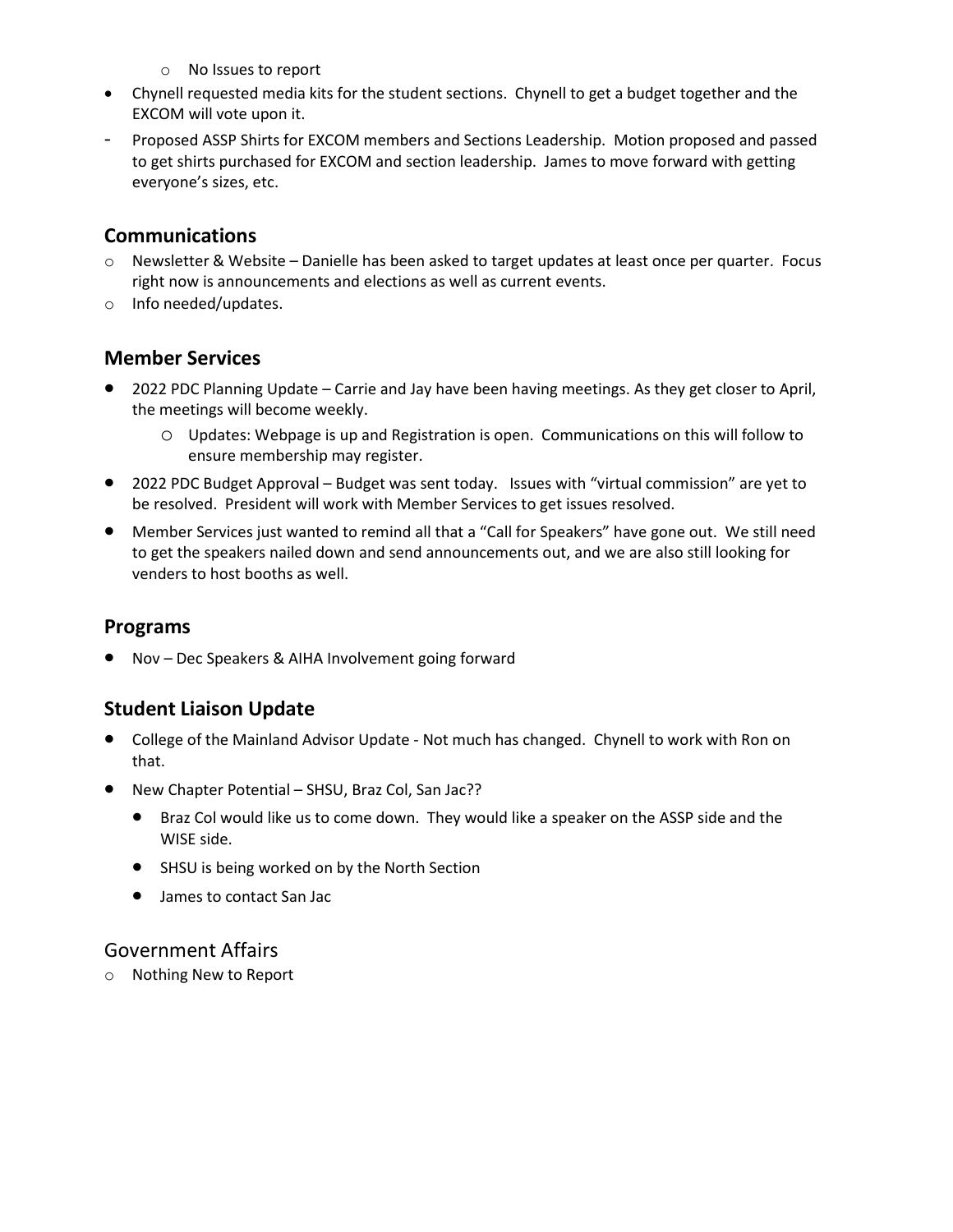- No Issues to report
- Chynell requested media kits for the student sections. Chynell to get a budget together and the EXCOM will vote upon it.
- Proposed ASSP Shirts for EXCOM members and Sections Leadership. Motion proposed and passed to get shirts purchased for EXCOM and section leadership. James to move forward with getting everyone's sizes, etc.

## Communications

- Newsletter & Website – Danielle has been asked to target updates at least once per quarter. Focus right now is announcements and elections as well as current events.
- Info needed/updates.

## Member Services

- 2022 PDC Planning Update – Carrie and Jay have been having meetings. As they get closer to April, the meetings will become weekly.
  - Updates: Webpage is up and Registration is open. Communications on this will follow to ensure membership may register.
- 2022 PDC Budget Approval – Budget was sent today. Issues with "virtual commission" are yet to be resolved. President will work with Member Services to get issues resolved.
- Member Services just wanted to remind all that a "Call for Speakers" have gone out. We still need to get the speakers nailed down and send announcements out, and we are also still looking for venders to host booths as well.

## Programs

- Nov – Dec Speakers & AIHA Involvement going forward

## Student Liaison Update

- College of the Mainland Advisor Update - Not much has changed. Chynell to work with Ron on that.
- New Chapter Potential – SHSU, Braz Col, San Jac??
  - Braz Col would like us to come down. They would like a speaker on the ASSP side and the WISE side.
  - SHSU is being worked on by the North Section
  - James to contact San Jac

## Government Affairs

- Nothing New to Report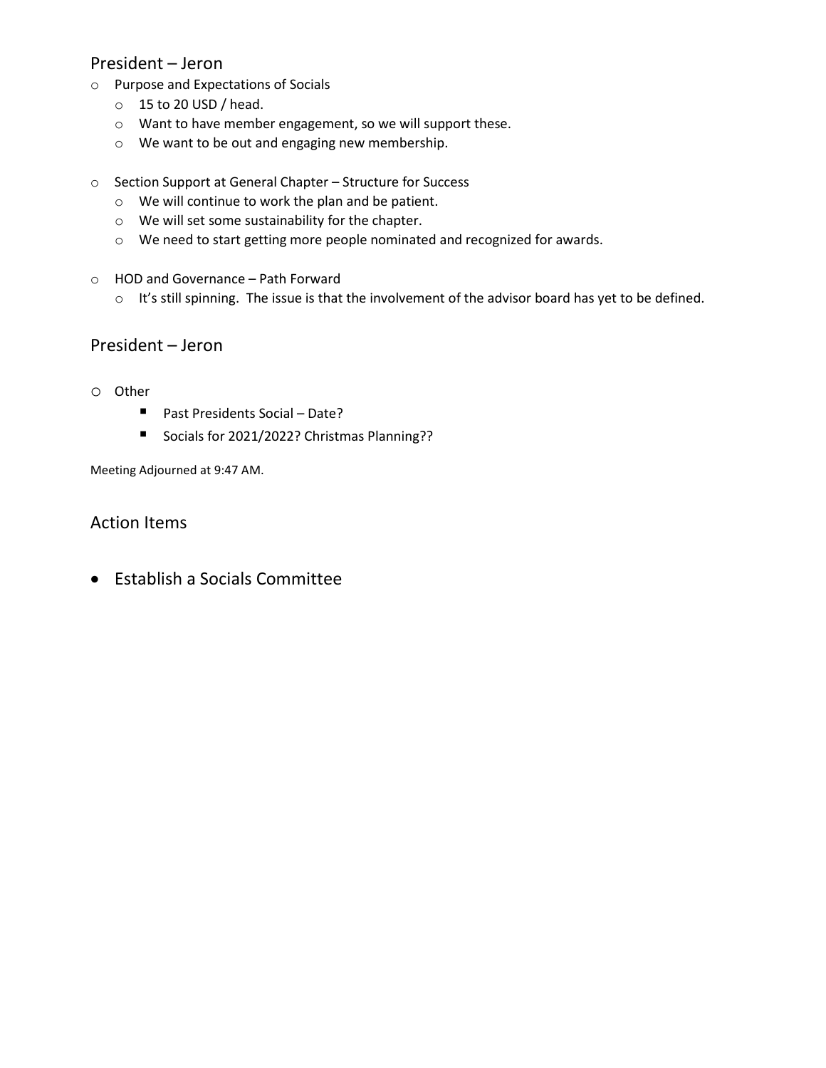## President – Jeron

- Purpose and Expectations of Socials
  - 15 to 20 USD / head.
  - Want to have member engagement, so we will support these.
  - We want to be out and engaging new membership.

- Section Support at General Chapter – Structure for Success
  - We will continue to work the plan and be patient.
  - We will set some sustainability for the chapter.
  - We need to start getting more people nominated and recognized for awards.

- HOD and Governance – Path Forward
  - It's still spinning.  The issue is that the involvement of the advisor board has yet to be defined.

## President – Jeron

- Other
  - Past Presidents Social – Date?
  - Socials for 2021/2022? Christmas Planning??

Meeting Adjourned at 9:47 AM.

## Action Items

- Establish a Socials Committee